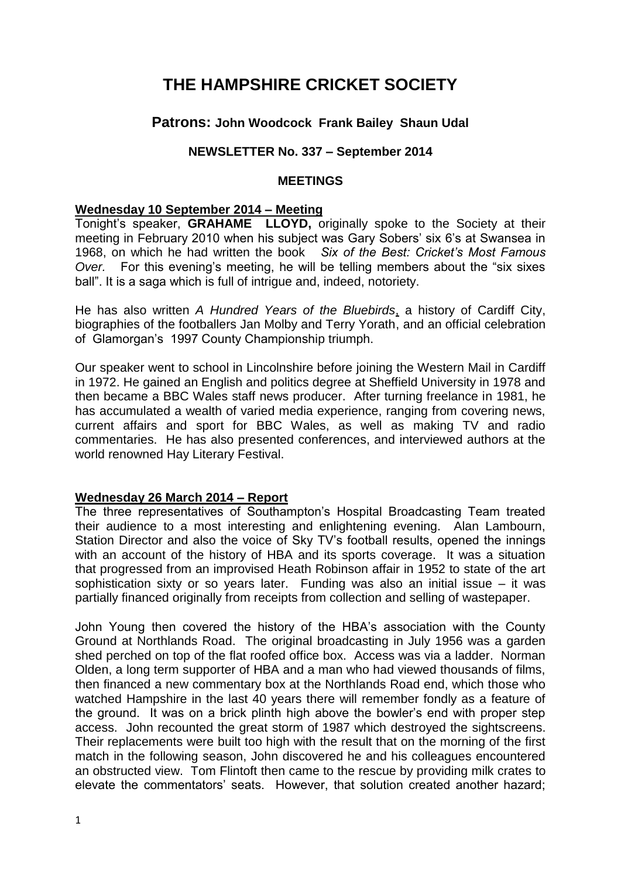# THE HAMPSHIRE CRICKET SOCIETY

## Patrons: John Woodcock  Frank Bailey  Shaun Udal

### NEWSLETTER No. 337 – September 2014

### MEETINGS

**Wednesday 10 September 2014 – Meeting**

Tonight's speaker, **GRAHAME LLOYD,** originally spoke to the Society at their meeting in February 2010 when his subject was Gary Sobers' six 6's at Swansea in 1968, on which he had written the book *Six of the Best: Cricket's Most Famous Over.* For this evening's meeting, he will be telling members about the "six sixes ball". It is a saga which is full of intrigue and, indeed, notoriety.

He has also written *A Hundred Years of the Bluebirds*, a history of Cardiff City, biographies of the footballers Jan Molby and Terry Yorath, and an official celebration of Glamorgan's 1997 County Championship triumph.

Our speaker went to school in Lincolnshire before joining the Western Mail in Cardiff in 1972. He gained an English and politics degree at Sheffield University in 1978 and then became a BBC Wales staff news producer. After turning freelance in 1981, he has accumulated a wealth of varied media experience, ranging from covering news, current affairs and sport for BBC Wales, as well as making TV and radio commentaries. He has also presented conferences, and interviewed authors at the world renowned Hay Literary Festival.

**Wednesday 26 March 2014 – Report**

The three representatives of Southampton's Hospital Broadcasting Team treated their audience to a most interesting and enlightening evening. Alan Lambourn, Station Director and also the voice of Sky TV's football results, opened the innings with an account of the history of HBA and its sports coverage. It was a situation that progressed from an improvised Heath Robinson affair in 1952 to state of the art sophistication sixty or so years later. Funding was also an initial issue – it was partially financed originally from receipts from collection and selling of wastepaper.

John Young then covered the history of the HBA's association with the County Ground at Northlands Road. The original broadcasting in July 1956 was a garden shed perched on top of the flat roofed office box. Access was via a ladder. Norman Olden, a long term supporter of HBA and a man who had viewed thousands of films, then financed a new commentary box at the Northlands Road end, which those who watched Hampshire in the last 40 years there will remember fondly as a feature of the ground. It was on a brick plinth high above the bowler's end with proper step access. John recounted the great storm of 1987 which destroyed the sightscreens. Their replacements were built too high with the result that on the morning of the first match in the following season, John discovered he and his colleagues encountered an obstructed view. Tom Flintoft then came to the rescue by providing milk crates to elevate the commentators' seats. However, that solution created another hazard;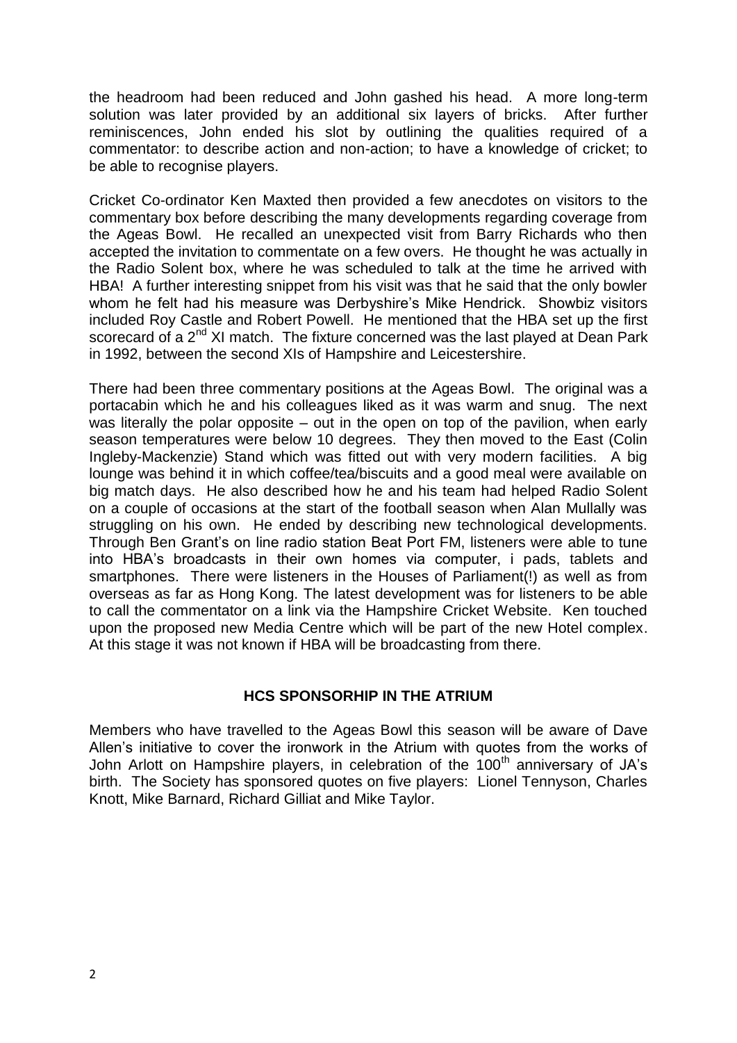the headroom had been reduced and John gashed his head. A more long-term solution was later provided by an additional six layers of bricks. After further reminiscences, John ended his slot by outlining the qualities required of a commentator: to describe action and non-action; to have a knowledge of cricket; to be able to recognise players.

Cricket Co-ordinator Ken Maxted then provided a few anecdotes on visitors to the commentary box before describing the many developments regarding coverage from the Ageas Bowl. He recalled an unexpected visit from Barry Richards who then accepted the invitation to commentate on a few overs. He thought he was actually in the Radio Solent box, where he was scheduled to talk at the time he arrived with HBA! A further interesting snippet from his visit was that he said that the only bowler whom he felt had his measure was Derbyshire's Mike Hendrick. Showbiz visitors included Roy Castle and Robert Powell. He mentioned that the HBA set up the first scorecard of a 2nd XI match. The fixture concerned was the last played at Dean Park in 1992, between the second XIs of Hampshire and Leicestershire.

There had been three commentary positions at the Ageas Bowl. The original was a portacabin which he and his colleagues liked as it was warm and snug. The next was literally the polar opposite – out in the open on top of the pavilion, when early season temperatures were below 10 degrees. They then moved to the East (Colin Ingleby-Mackenzie) Stand which was fitted out with very modern facilities. A big lounge was behind it in which coffee/tea/biscuits and a good meal were available on big match days. He also described how he and his team had helped Radio Solent on a couple of occasions at the start of the football season when Alan Mullally was struggling on his own. He ended by describing new technological developments. Through Ben Grant's on line radio station Beat Port FM, listeners were able to tune into HBA's broadcasts in their own homes via computer, i pads, tablets and smartphones. There were listeners in the Houses of Parliament(!) as well as from overseas as far as Hong Kong. The latest development was for listeners to be able to call the commentator on a link via the Hampshire Cricket Website. Ken touched upon the proposed new Media Centre which will be part of the new Hotel complex. At this stage it was not known if HBA will be broadcasting from there.

## HCS SPONSORHIP IN THE ATRIUM

Members who have travelled to the Ageas Bowl this season will be aware of Dave Allen's initiative to cover the ironwork in the Atrium with quotes from the works of John Arlott on Hampshire players, in celebration of the 100th anniversary of JA's birth. The Society has sponsored quotes on five players: Lionel Tennyson, Charles Knott, Mike Barnard, Richard Gilliat and Mike Taylor.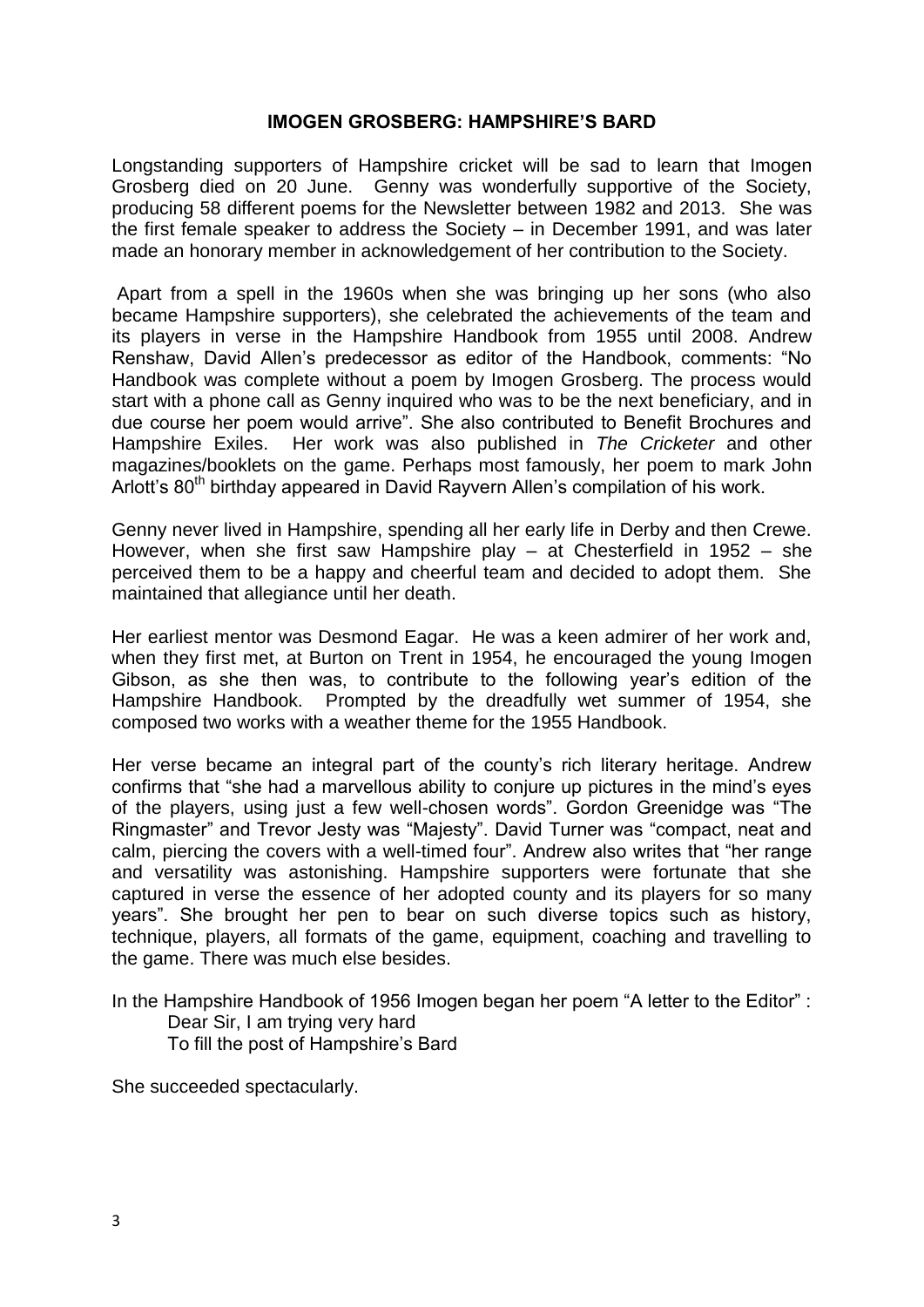## IMOGEN GROSBERG: HAMPSHIRE'S BARD

Longstanding supporters of Hampshire cricket will be sad to learn that Imogen Grosberg died on 20 June. Genny was wonderfully supportive of the Society, producing 58 different poems for the Newsletter between 1982 and 2013. She was the first female speaker to address the Society – in December 1991, and was later made an honorary member in acknowledgement of her contribution to the Society.

Apart from a spell in the 1960s when she was bringing up her sons (who also became Hampshire supporters), she celebrated the achievements of the team and its players in verse in the Hampshire Handbook from 1955 until 2008. Andrew Renshaw, David Allen's predecessor as editor of the Handbook, comments: "No Handbook was complete without a poem by Imogen Grosberg. The process would start with a phone call as Genny inquired who was to be the next beneficiary, and in due course her poem would arrive". She also contributed to Benefit Brochures and Hampshire Exiles. Her work was also published in *The Cricketer* and other magazines/booklets on the game. Perhaps most famously, her poem to mark John Arlott's 80th birthday appeared in David Rayvern Allen's compilation of his work.

Genny never lived in Hampshire, spending all her early life in Derby and then Crewe. However, when she first saw Hampshire play – at Chesterfield in 1952 – she perceived them to be a happy and cheerful team and decided to adopt them. She maintained that allegiance until her death.

Her earliest mentor was Desmond Eagar. He was a keen admirer of her work and, when they first met, at Burton on Trent in 1954, he encouraged the young Imogen Gibson, as she then was, to contribute to the following year's edition of the Hampshire Handbook. Prompted by the dreadfully wet summer of 1954, she composed two works with a weather theme for the 1955 Handbook.

Her verse became an integral part of the county's rich literary heritage. Andrew confirms that "she had a marvellous ability to conjure up pictures in the mind's eyes of the players, using just a few well-chosen words". Gordon Greenidge was "The Ringmaster" and Trevor Jesty was "Majesty". David Turner was "compact, neat and calm, piercing the covers with a well-timed four". Andrew also writes that "her range and versatility was astonishing. Hampshire supporters were fortunate that she captured in verse the essence of her adopted county and its players for so many years". She brought her pen to bear on such diverse topics such as history, technique, players, all formats of the game, equipment, coaching and travelling to the game. There was much else besides.

In the Hampshire Handbook of 1956 Imogen began her poem "A letter to the Editor" :

> Dear Sir, I am trying very hard
> To fill the post of Hampshire's Bard

She succeeded spectacularly.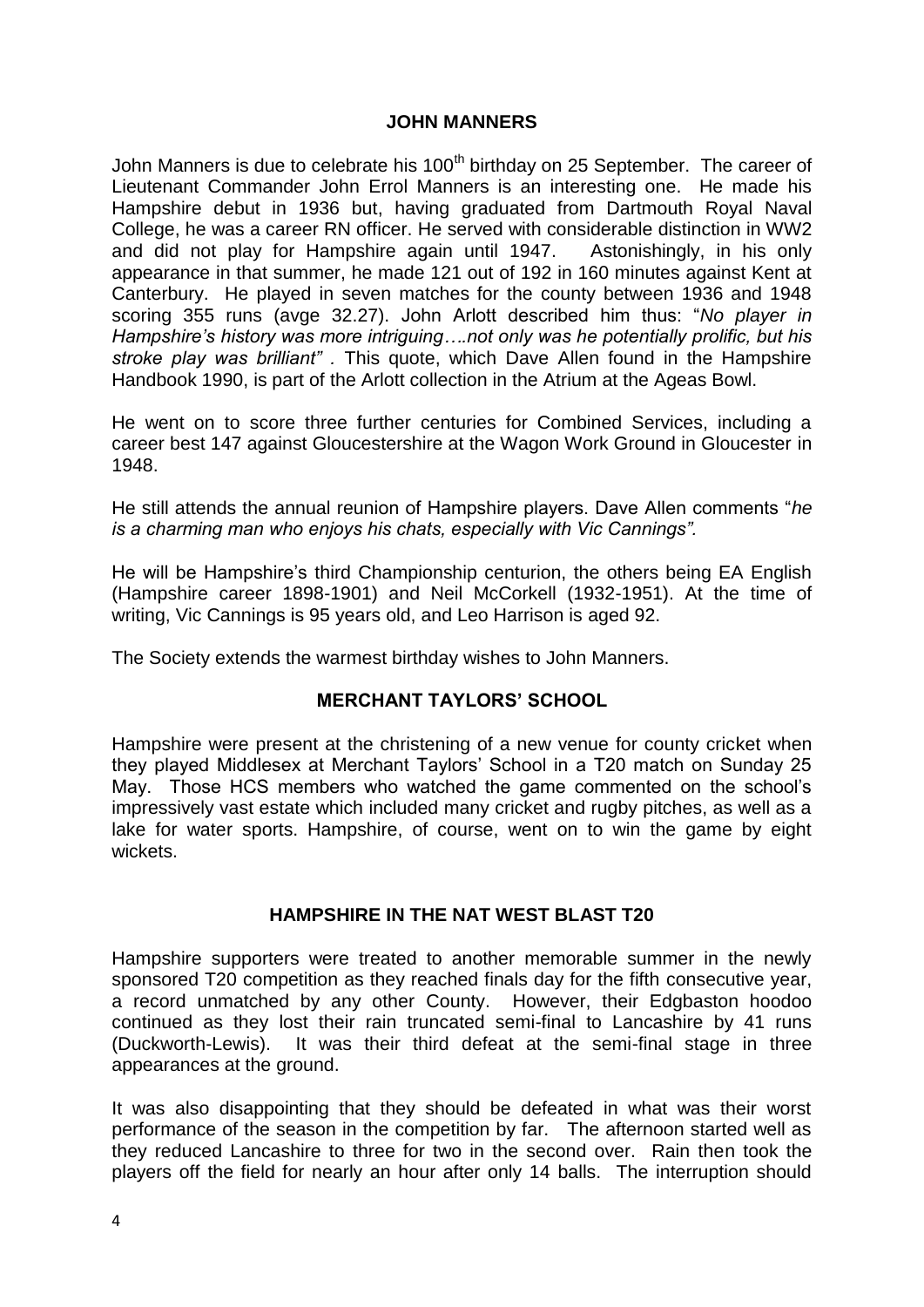## JOHN MANNERS

John Manners is due to celebrate his 100th birthday on 25 September. The career of Lieutenant Commander John Errol Manners is an interesting one. He made his Hampshire debut in 1936 but, having graduated from Dartmouth Royal Naval College, he was a career RN officer. He served with considerable distinction in WW2 and did not play for Hampshire again until 1947. Astonishingly, in his only appearance in that summer, he made 121 out of 192 in 160 minutes against Kent at Canterbury. He played in seven matches for the county between 1936 and 1948 scoring 355 runs (avge 32.27). John Arlott described him thus: "*No player in Hampshire's history was more intriguing….not only was he potentially prolific, but his stroke play was brilliant"* . This quote, which Dave Allen found in the Hampshire Handbook 1990, is part of the Arlott collection in the Atrium at the Ageas Bowl.

He went on to score three further centuries for Combined Services, including a career best 147 against Gloucestershire at the Wagon Work Ground in Gloucester in 1948.

He still attends the annual reunion of Hampshire players. Dave Allen comments "*he is a charming man who enjoys his chats, especially with Vic Cannings".*

He will be Hampshire's third Championship centurion, the others being EA English (Hampshire career 1898-1901) and Neil McCorkell (1932-1951). At the time of writing, Vic Cannings is 95 years old, and Leo Harrison is aged 92.

The Society extends the warmest birthday wishes to John Manners.

## MERCHANT TAYLORS' SCHOOL

Hampshire were present at the christening of a new venue for county cricket when they played Middlesex at Merchant Taylors' School in a T20 match on Sunday 25 May. Those HCS members who watched the game commented on the school's impressively vast estate which included many cricket and rugby pitches, as well as a lake for water sports. Hampshire, of course, went on to win the game by eight wickets.

## HAMPSHIRE IN THE NAT WEST BLAST T20

Hampshire supporters were treated to another memorable summer in the newly sponsored T20 competition as they reached finals day for the fifth consecutive year, a record unmatched by any other County. However, their Edgbaston hoodoo continued as they lost their rain truncated semi-final to Lancashire by 41 runs (Duckworth-Lewis). It was their third defeat at the semi-final stage in three appearances at the ground.

It was also disappointing that they should be defeated in what was their worst performance of the season in the competition by far. The afternoon started well as they reduced Lancashire to three for two in the second over. Rain then took the players off the field for nearly an hour after only 14 balls. The interruption should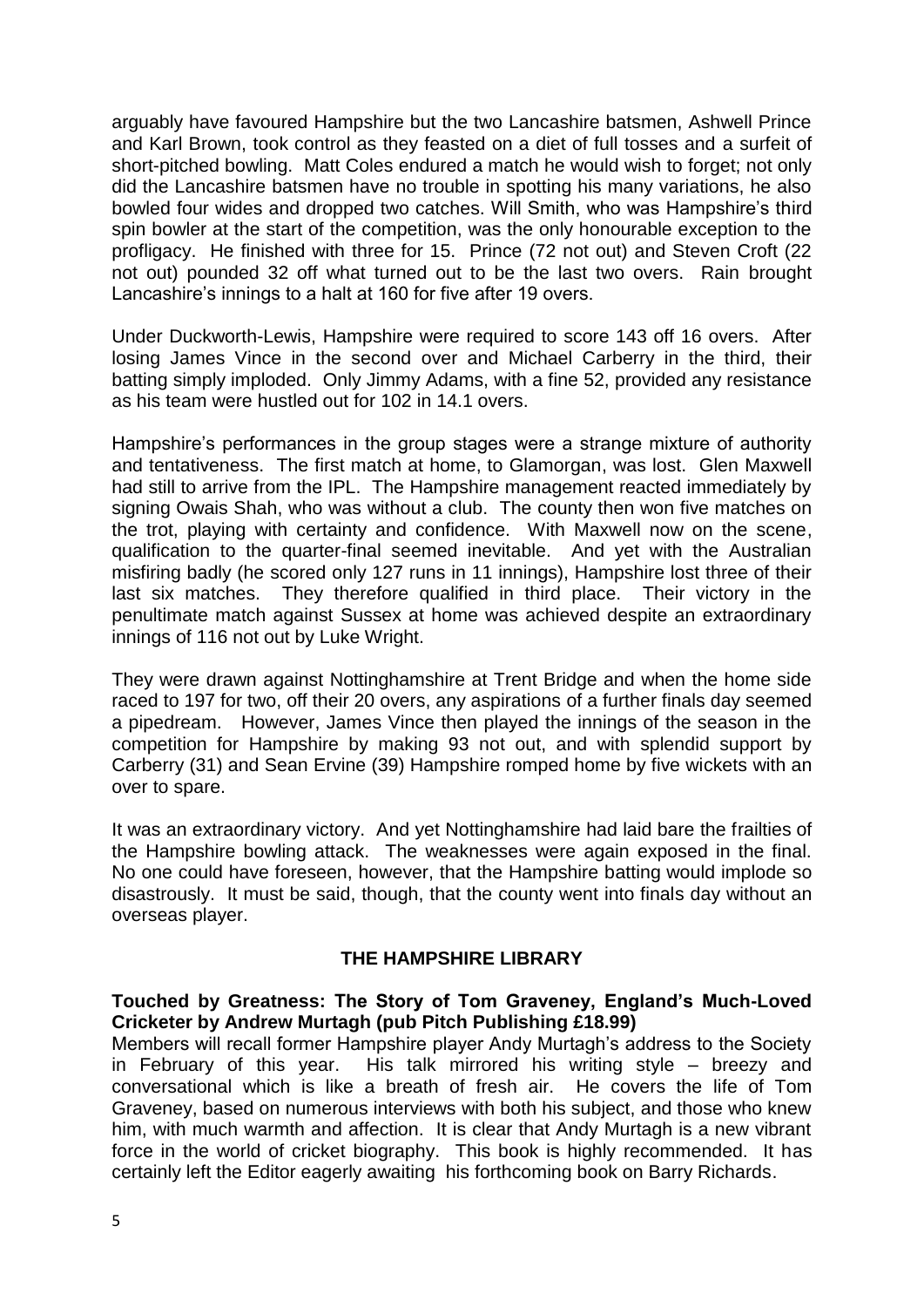arguably have favoured Hampshire but the two Lancashire batsmen, Ashwell Prince and Karl Brown, took control as they feasted on a diet of full tosses and a surfeit of short-pitched bowling. Matt Coles endured a match he would wish to forget; not only did the Lancashire batsmen have no trouble in spotting his many variations, he also bowled four wides and dropped two catches. Will Smith, who was Hampshire's third spin bowler at the start of the competition, was the only honourable exception to the profligacy. He finished with three for 15. Prince (72 not out) and Steven Croft (22 not out) pounded 32 off what turned out to be the last two overs. Rain brought Lancashire's innings to a halt at 160 for five after 19 overs.

Under Duckworth-Lewis, Hampshire were required to score 143 off 16 overs. After losing James Vince in the second over and Michael Carberry in the third, their batting simply imploded. Only Jimmy Adams, with a fine 52, provided any resistance as his team were hustled out for 102 in 14.1 overs.

Hampshire's performances in the group stages were a strange mixture of authority and tentativeness. The first match at home, to Glamorgan, was lost. Glen Maxwell had still to arrive from the IPL. The Hampshire management reacted immediately by signing Owais Shah, who was without a club. The county then won five matches on the trot, playing with certainty and confidence. With Maxwell now on the scene, qualification to the quarter-final seemed inevitable. And yet with the Australian misfiring badly (he scored only 127 runs in 11 innings), Hampshire lost three of their last six matches. They therefore qualified in third place. Their victory in the penultimate match against Sussex at home was achieved despite an extraordinary innings of 116 not out by Luke Wright.

They were drawn against Nottinghamshire at Trent Bridge and when the home side raced to 197 for two, off their 20 overs, any aspirations of a further finals day seemed a pipedream. However, James Vince then played the innings of the season in the competition for Hampshire by making 93 not out, and with splendid support by Carberry (31) and Sean Ervine (39) Hampshire romped home by five wickets with an over to spare.

It was an extraordinary victory. And yet Nottinghamshire had laid bare the frailties of the Hampshire bowling attack. The weaknesses were again exposed in the final. No one could have foreseen, however, that the Hampshire batting would implode so disastrously. It must be said, though, that the county went into finals day without an overseas player.

## THE HAMPSHIRE LIBRARY

**Touched by Greatness: The Story of Tom Graveney, England's Much-Loved Cricketer by Andrew Murtagh (pub Pitch Publishing £18.99)**

Members will recall former Hampshire player Andy Murtagh's address to the Society in February of this year. His talk mirrored his writing style – breezy and conversational which is like a breath of fresh air. He covers the life of Tom Graveney, based on numerous interviews with both his subject, and those who knew him, with much warmth and affection. It is clear that Andy Murtagh is a new vibrant force in the world of cricket biography. This book is highly recommended. It has certainly left the Editor eagerly awaiting his forthcoming book on Barry Richards.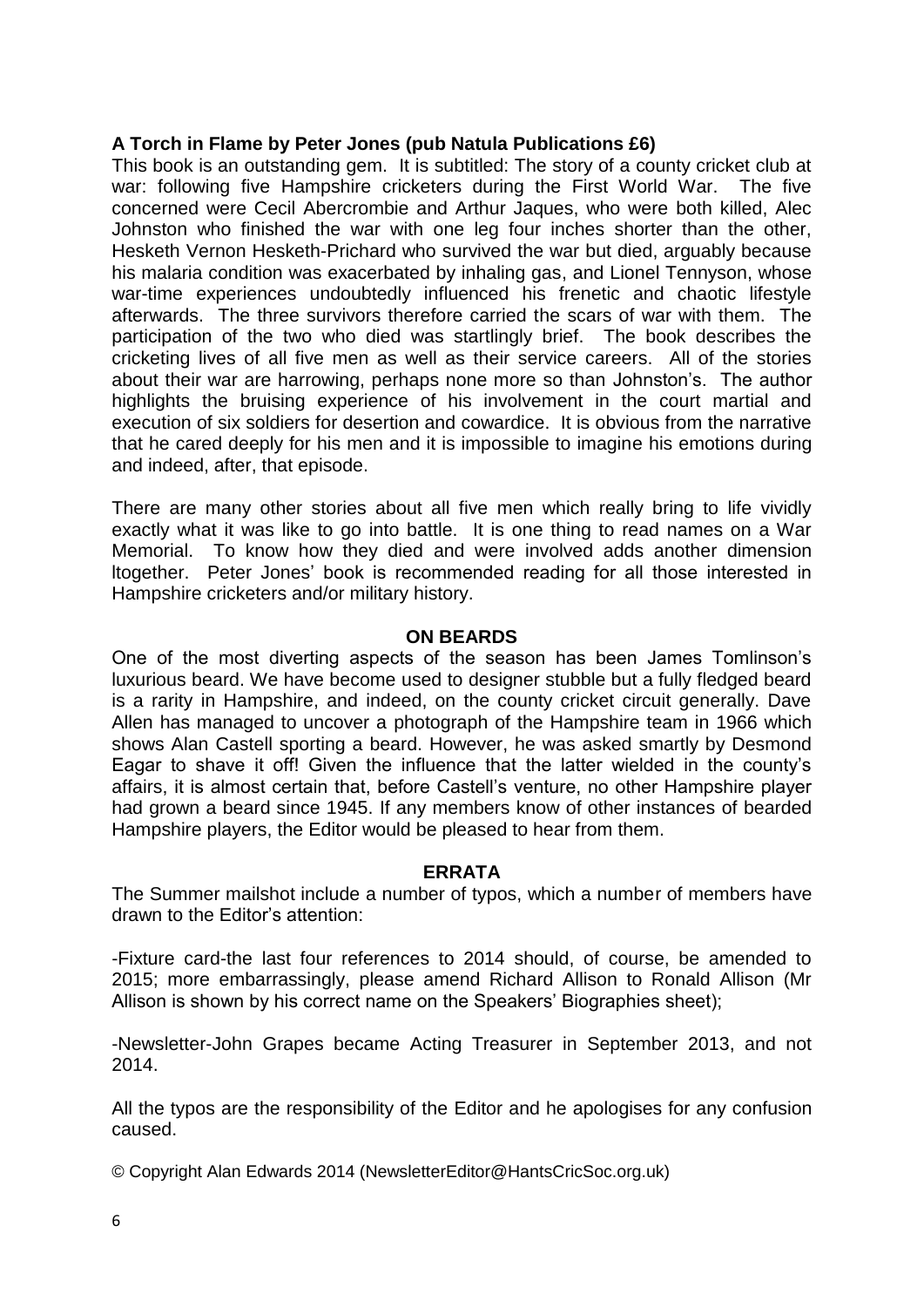**A Torch in Flame by Peter Jones (pub Natula Publications £6)**

This book is an outstanding gem. It is subtitled: The story of a county cricket club at war: following five Hampshire cricketers during the First World War. The five concerned were Cecil Abercrombie and Arthur Jaques, who were both killed, Alec Johnston who finished the war with one leg four inches shorter than the other, Hesketh Vernon Hesketh-Prichard who survived the war but died, arguably because his malaria condition was exacerbated by inhaling gas, and Lionel Tennyson, whose war-time experiences undoubtedly influenced his frenetic and chaotic lifestyle afterwards. The three survivors therefore carried the scars of war with them. The participation of the two who died was startlingly brief. The book describes the cricketing lives of all five men as well as their service careers. All of the stories about their war are harrowing, perhaps none more so than Johnston's. The author highlights the bruising experience of his involvement in the court martial and execution of six soldiers for desertion and cowardice. It is obvious from the narrative that he cared deeply for his men and it is impossible to imagine his emotions during and indeed, after, that episode.

There are many other stories about all five men which really bring to life vividly exactly what it was like to go into battle. It is one thing to read names on a War Memorial. To know how they died and were involved adds another dimension ltogether. Peter Jones' book is recommended reading for all those interested in Hampshire cricketers and/or military history.

## ON BEARDS

One of the most diverting aspects of the season has been James Tomlinson's luxurious beard. We have become used to designer stubble but a fully fledged beard is a rarity in Hampshire, and indeed, on the county cricket circuit generally. Dave Allen has managed to uncover a photograph of the Hampshire team in 1966 which shows Alan Castell sporting a beard. However, he was asked smartly by Desmond Eagar to shave it off! Given the influence that the latter wielded in the county's affairs, it is almost certain that, before Castell's venture, no other Hampshire player had grown a beard since 1945. If any members know of other instances of bearded Hampshire players, the Editor would be pleased to hear from them.

## ERRATA

The Summer mailshot include a number of typos, which a number of members have drawn to the Editor's attention:

-Fixture card-the last four references to 2014 should, of course, be amended to 2015; more embarrassingly, please amend Richard Allison to Ronald Allison (Mr Allison is shown by his correct name on the Speakers' Biographies sheet);

-Newsletter-John Grapes became Acting Treasurer in September 2013, and not 2014.

All the typos are the responsibility of the Editor and he apologises for any confusion caused.

© Copyright Alan Edwards 2014 (NewsletterEditor@HantsCricSoc.org.uk)